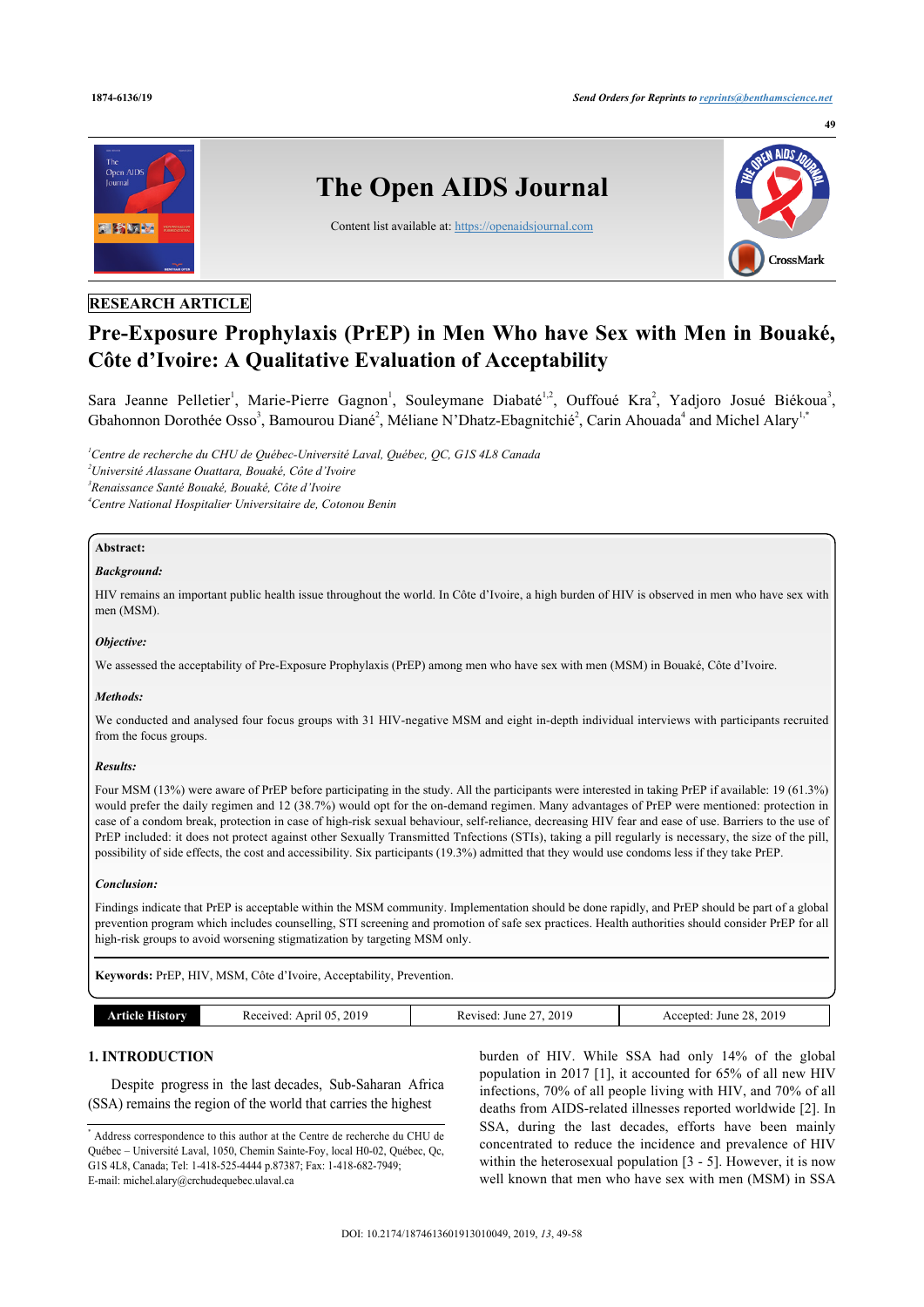RESEARCH ARTICLE

# Pre-Exposure Prophylaxis (PrEP) in Men Who have Sex with Men in Bouaké, Côte d'Ivoire: A Qualitative Evaluation of Acceptability

Sara Jeanne Pelletier[1], Marie-Pierre Gagnon[1], Souleymane Diabaté[1,2], Ouffoué Kra[2], Yadjoro Josué Biékoua[3], Gbahonnon Dorothée Osso[3], Bamourou Diané[2], Méliane N'Dhatz-Ebagnitchié[2], Carin Ahouada[4] and Michel Alary[1,*]

[1]Centre de recherche du CHU de Québec-Université Laval, Québec, QC, G1S 4L8 Canada
[2]Université Alassane Ouattara, Bouaké, Côte d'Ivoire
[3]Renaissance Santé Bouaké, Bouaké, Côte d'Ivoire
[4]Centre National Hospitalier Universitaire de, Cotonou Benin

**Abstract:**

***Background:***

HIV remains an important public health issue throughout the world. In Côte d'Ivoire, a high burden of HIV is observed in men who have sex with men (MSM).

***Objective:***

We assessed the acceptability of Pre-Exposure Prophylaxis (PrEP) among men who have sex with men (MSM) in Bouaké, Côte d'Ivoire.

***Methods:***

We conducted and analysed four focus groups with 31 HIV-negative MSM and eight in-depth individual interviews with participants recruited from the focus groups.

***Results:***

Four MSM (13%) were aware of PrEP before participating in the study. All the participants were interested in taking PrEP if available: 19 (61.3%) would prefer the daily regimen and 12 (38.7%) would opt for the on-demand regimen. Many advantages of PrEP were mentioned: protection in case of a condom break, protection in case of high-risk sexual behaviour, self-reliance, decreasing HIV fear and ease of use. Barriers to the use of PrEP included: it does not protect against other Sexually Transmitted Tnfections (STIs), taking a pill regularly is necessary, the size of the pill, possibility of side effects, the cost and accessibility. Six participants (19.3%) admitted that they would use condoms less if they take PrEP.

***Conclusion:***

Findings indicate that PrEP is acceptable within the MSM community. Implementation should be done rapidly, and PrEP should be part of a global prevention program which includes counselling, STI screening and promotion of safe sex practices. Health authorities should consider PrEP for all high-risk groups to avoid worsening stigmatization by targeting MSM only.

**Keywords:** PrEP, HIV, MSM, Côte d'Ivoire, Acceptability, Prevention.

| Article History | Received: April 05, 2019 | Revised: June 27, 2019 | Accepted: June 28, 2019 |
|---|---|---|---|

## 1. INTRODUCTION

Despite progress in the last decades, Sub-Saharan Africa (SSA) remains the region of the world that carries the highest burden of HIV. While SSA had only 14% of the global population in 2017 [1], it accounted for 65% of all new HIV infections, 70% of all people living with HIV, and 70% of all deaths from AIDS-related illnesses reported worldwide [2]. In SSA, during the last decades, efforts have been mainly concentrated to reduce the incidence and prevalence of HIV within the heterosexual population [3 - 5]. However, it is now well known that men who have sex with men (MSM) in SSA

[*] Address correspondence to this author at the Centre de recherche du CHU de Québec – Université Laval, 1050, Chemin Sainte-Foy, local H0-02, Québec, Qc, G1S 4L8, Canada; Tel: 1-418-525-4444 p.87387; Fax: 1-418-682-7949; E-mail: michel.alary@crchudequebec.ulaval.ca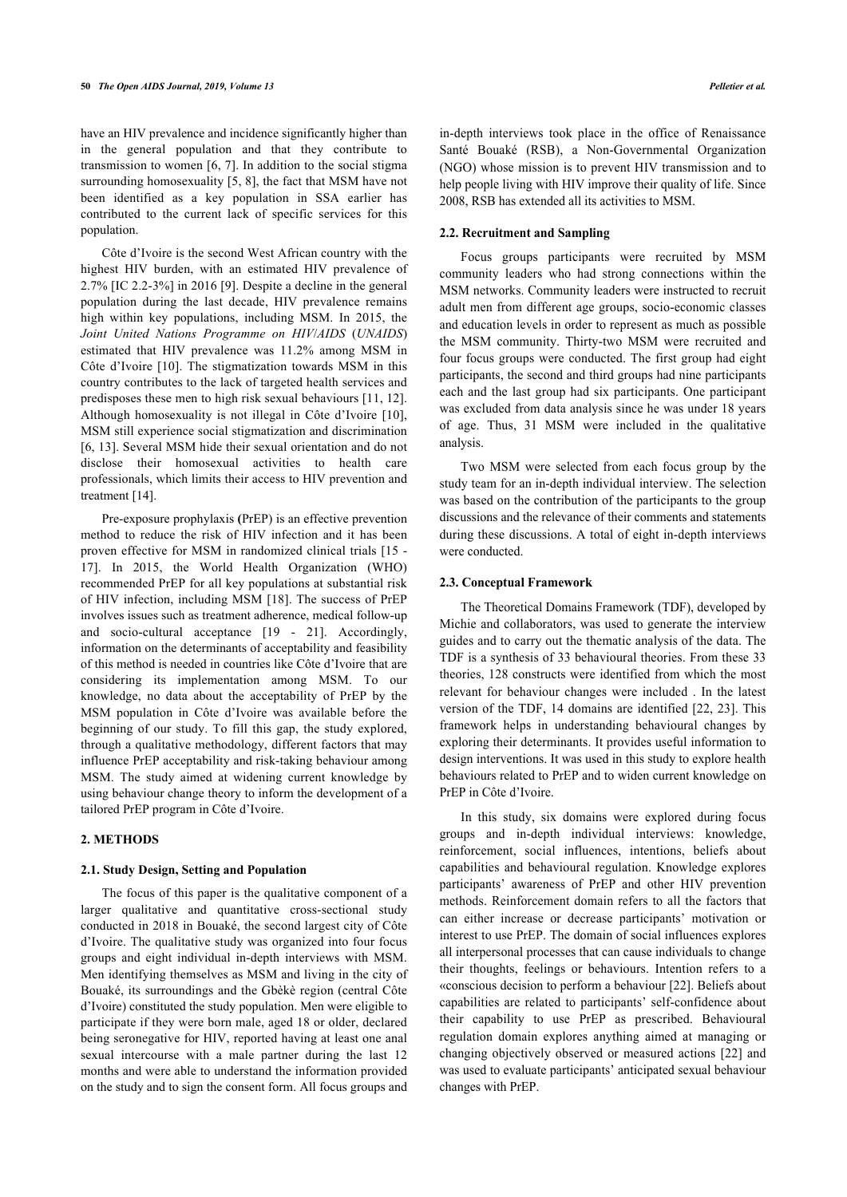have an HIV prevalence and incidence significantly higher than in the general population and that they contribute to transmission to women [6, 7]. In addition to the social stigma surrounding homosexuality [5, 8], the fact that MSM have not been identified as a key population in SSA earlier has contributed to the current lack of specific services for this population.

Côte d'Ivoire is the second West African country with the highest HIV burden, with an estimated HIV prevalence of 2.7% [IC 2.2-3%] in 2016 [9]. Despite a decline in the general population during the last decade, HIV prevalence remains high within key populations, including MSM. In 2015, the *Joint United Nations Programme on HIV/AIDS* (*UNAIDS*) estimated that HIV prevalence was 11.2% among MSM in Côte d'Ivoire [10]. The stigmatization towards MSM in this country contributes to the lack of targeted health services and predisposes these men to high risk sexual behaviours [11, 12]. Although homosexuality is not illegal in Côte d'Ivoire [10], MSM still experience social stigmatization and discrimination [6, 13]. Several MSM hide their sexual orientation and do not disclose their homosexual activities to health care professionals, which limits their access to HIV prevention and treatment [14].

Pre-exposure prophylaxis **(**PrEP) is an effective prevention method to reduce the risk of HIV infection and it has been proven effective for MSM in randomized clinical trials [15 - 17]. In 2015, the World Health Organization (WHO) recommended PrEP for all key populations at substantial risk of HIV infection, including MSM [18]. The success of PrEP involves issues such as treatment adherence, medical follow-up and socio-cultural acceptance [19 - 21]. Accordingly, information on the determinants of acceptability and feasibility of this method is needed in countries like Côte d'Ivoire that are considering its implementation among MSM. To our knowledge, no data about the acceptability of PrEP by the MSM population in Côte d'Ivoire was available before the beginning of our study. To fill this gap, the study explored, through a qualitative methodology, different factors that may influence PrEP acceptability and risk-taking behaviour among MSM. The study aimed at widening current knowledge by using behaviour change theory to inform the development of a tailored PrEP program in Côte d'Ivoire.

## 2. METHODS

### 2.1. Study Design, Setting and Population

The focus of this paper is the qualitative component of a larger qualitative and quantitative cross-sectional study conducted in 2018 in Bouaké, the second largest city of Côte d'Ivoire. The qualitative study was organized into four focus groups and eight individual in-depth interviews with MSM. Men identifying themselves as MSM and living in the city of Bouaké, its surroundings and the Gbèkè region (central Côte d'Ivoire) constituted the study population. Men were eligible to participate if they were born male, aged 18 or older, declared being seronegative for HIV, reported having at least one anal sexual intercourse with a male partner during the last 12 months and were able to understand the information provided on the study and to sign the consent form. All focus groups and in-depth interviews took place in the office of Renaissance Santé Bouaké (RSB), a Non-Governmental Organization (NGO) whose mission is to prevent HIV transmission and to help people living with HIV improve their quality of life. Since 2008, RSB has extended all its activities to MSM.

### 2.2. Recruitment and Sampling

Focus groups participants were recruited by MSM community leaders who had strong connections within the MSM networks. Community leaders were instructed to recruit adult men from different age groups, socio-economic classes and education levels in order to represent as much as possible the MSM community. Thirty-two MSM were recruited and four focus groups were conducted. The first group had eight participants, the second and third groups had nine participants each and the last group had six participants. One participant was excluded from data analysis since he was under 18 years of age. Thus, 31 MSM were included in the qualitative analysis.

Two MSM were selected from each focus group by the study team for an in-depth individual interview. The selection was based on the contribution of the participants to the group discussions and the relevance of their comments and statements during these discussions. A total of eight in-depth interviews were conducted.

### 2.3. Conceptual Framework

The Theoretical Domains Framework (TDF), developed by Michie and collaborators, was used to generate the interview guides and to carry out the thematic analysis of the data. The TDF is a synthesis of 33 behavioural theories. From these 33 theories, 128 constructs were identified from which the most relevant for behaviour changes were included . In the latest version of the TDF, 14 domains are identified [22, 23]. This framework helps in understanding behavioural changes by exploring their determinants. It provides useful information to design interventions. It was used in this study to explore health behaviours related to PrEP and to widen current knowledge on PrEP in Côte d'Ivoire.

In this study, six domains were explored during focus groups and in-depth individual interviews: knowledge, reinforcement, social influences, intentions, beliefs about capabilities and behavioural regulation. Knowledge explores participants' awareness of PrEP and other HIV prevention methods. Reinforcement domain refers to all the factors that can either increase or decrease participants' motivation or interest to use PrEP. The domain of social influences explores all interpersonal processes that can cause individuals to change their thoughts, feelings or behaviours. Intention refers to a «conscious decision to perform a behaviour [22]. Beliefs about capabilities are related to participants' self-confidence about their capability to use PrEP as prescribed. Behavioural regulation domain explores anything aimed at managing or changing objectively observed or measured actions [22] and was used to evaluate participants' anticipated sexual behaviour changes with PrEP.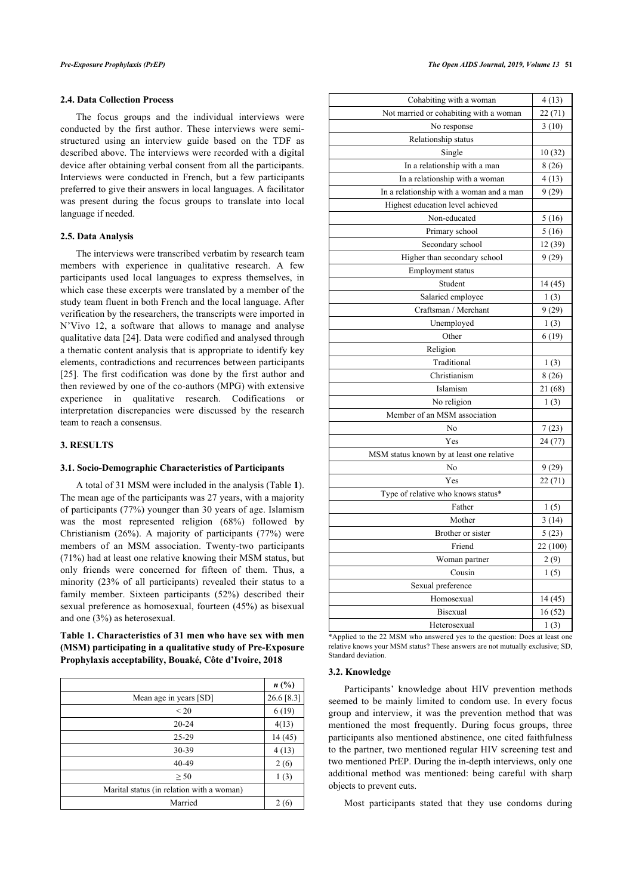### 2.4. Data Collection Process

The focus groups and the individual interviews were conducted by the first author. These interviews were semi-structured using an interview guide based on the TDF as described above. The interviews were recorded with a digital device after obtaining verbal consent from all the participants. Interviews were conducted in French, but a few participants preferred to give their answers in local languages. A facilitator was present during the focus groups to translate into local language if needed.

### 2.5. Data Analysis

The interviews were transcribed verbatim by research team members with experience in qualitative research. A few participants used local languages to express themselves, in which case these excerpts were translated by a member of the study team fluent in both French and the local language. After verification by the researchers, the transcripts were imported in N'Vivo 12, a software that allows to manage and analyse qualitative data [24]. Data were codified and analysed through a thematic content analysis that is appropriate to identify key elements, contradictions and recurrences between participants [25]. The first codification was done by the first author and then reviewed by one of the co-authors (MPG) with extensive experience in qualitative research. Codifications or interpretation discrepancies were discussed by the research team to reach a consensus.

## 3. RESULTS

### 3.1. Socio-Demographic Characteristics of Participants

A total of 31 MSM were included in the analysis (Table **1**). The mean age of the participants was 27 years, with a majority of participants (77%) younger than 30 years of age. Islamism was the most represented religion (68%) followed by Christianism (26%). A majority of participants (77%) were members of an MSM association. Twenty-two participants (71%) had at least one relative knowing their MSM status, but only friends were concerned for fifteen of them. Thus, a minority (23% of all participants) revealed their status to a family member. Sixteen participants (52%) described their sexual preference as homosexual, fourteen (45%) as bisexual and one (3%) as heterosexual.

**Table 1. Characteristics of 31 men who have sex with men (MSM) participating in a qualitative study of Pre-Exposure Prophylaxis acceptability, Bouaké, Côte d'Ivoire, 2018**

| | ***n* (%)** |
|---|---|
| Mean age in years [SD] | 26.6 [8.3] |
| < 20 | 6 (19) |
| 20-24 | 4(13) |
| 25-29 | 14 (45) |
| 30-39 | 4 (13) |
| 40-49 | 2 (6) |
| ≥ 50 | 1 (3) |
| Marital status (in relation with a woman) | |
| Married | 2 (6) |
| Cohabiting with a woman | 4 (13) |
| Not married or cohabiting with a woman | 22 (71) |
| No response | 3 (10) |
| Relationship status | |
| Single | 10 (32) |
| In a relationship with a man | 8 (26) |
| In a relationship with a woman | 4 (13) |
| In a relationship with a woman and a man | 9 (29) |
| Highest education level achieved | |
| Non-educated | 5 (16) |
| Primary school | 5 (16) |
| Secondary school | 12 (39) |
| Higher than secondary school | 9 (29) |
| Employment status | |
| Student | 14 (45) |
| Salaried employee | 1 (3) |
| Craftsman / Merchant | 9 (29) |
| Unemployed | 1 (3) |
| Other | 6 (19) |
| Religion | |
| Traditional | 1 (3) |
| Christianism | 8 (26) |
| Islamism | 21 (68) |
| No religion | 1 (3) |
| Member of an MSM association | |
| No | 7 (23) |
| Yes | 24 (77) |
| MSM status known by at least one relative | |
| No | 9 (29) |
| Yes | 22 (71) |
| Type of relative who knows status* | |
| Father | 1 (5) |
| Mother | 3 (14) |
| Brother or sister | 5 (23) |
| Friend | 22 (100) |
| Woman partner | 2 (9) |
| Cousin | 1 (5) |
| Sexual preference | |
| Homosexual | 14 (45) |
| Bisexual | 16 (52) |
| Heterosexual | 1 (3) |

*Applied to the 22 MSM who answered yes to the question: Does at least one relative knows your MSM status? These answers are not mutually exclusive; SD, Standard deviation.

### 3.2. Knowledge

Participants' knowledge about HIV prevention methods seemed to be mainly limited to condom use. In every focus group and interview, it was the prevention method that was mentioned the most frequently. During focus groups, three participants also mentioned abstinence, one cited faithfulness to the partner, two mentioned regular HIV screening test and two mentioned PrEP. During the in-depth interviews, only one additional method was mentioned: being careful with sharp objects to prevent cuts.

Most participants stated that they use condoms during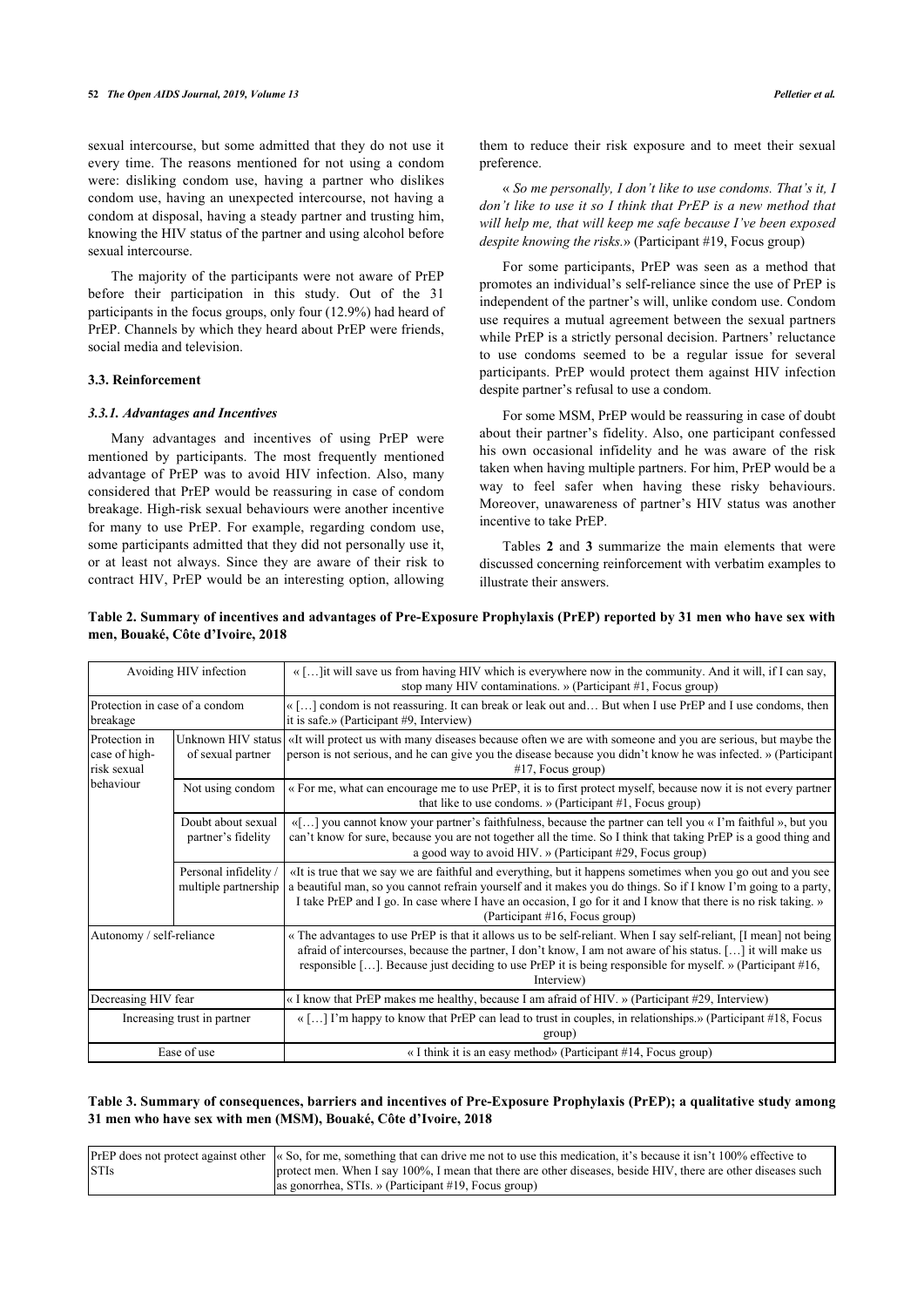sexual intercourse, but some admitted that they do not use it every time. The reasons mentioned for not using a condom were: disliking condom use, having a partner who dislikes condom use, having an unexpected intercourse, not having a condom at disposal, having a steady partner and trusting him, knowing the HIV status of the partner and using alcohol before sexual intercourse.

The majority of the participants were not aware of PrEP before their participation in this study. Out of the 31 participants in the focus groups, only four (12.9%) had heard of PrEP. Channels by which they heard about PrEP were friends, social media and television.

### 3.3. Reinforcement

#### 3.3.1. Advantages and Incentives

Many advantages and incentives of using PrEP were mentioned by participants. The most frequently mentioned advantage of PrEP was to avoid HIV infection. Also, many considered that PrEP would be reassuring in case of condom breakage. High-risk sexual behaviours were another incentive for many to use PrEP. For example, regarding condom use, some participants admitted that they did not personally use it, or at least not always. Since they are aware of their risk to contract HIV, PrEP would be an interesting option, allowing them to reduce their risk exposure and to meet their sexual preference.

« *So me personally, I don't like to use condoms. That's it, I don't like to use it so I think that PrEP is a new method that will help me, that will keep me safe because I've been exposed despite knowing the risks.*» (Participant #19, Focus group)

For some participants, PrEP was seen as a method that promotes an individual's self-reliance since the use of PrEP is independent of the partner's will, unlike condom use. Condom use requires a mutual agreement between the sexual partners while PrEP is a strictly personal decision. Partners' reluctance to use condoms seemed to be a regular issue for several participants. PrEP would protect them against HIV infection despite partner's refusal to use a condom.

For some MSM, PrEP would be reassuring in case of doubt about their partner's fidelity. Also, one participant confessed his own occasional infidelity and he was aware of the risk taken when having multiple partners. For him, PrEP would be a way to feel safer when having these risky behaviours. Moreover, unawareness of partner's HIV status was another incentive to take PrEP.

Tables **2** and **3** summarize the main elements that were discussed concerning reinforcement with verbatim examples to illustrate their answers.

**Table 2. Summary of incentives and advantages of Pre-Exposure Prophylaxis (PrEP) reported by 31 men who have sex with men, Bouaké, Côte d'Ivoire, 2018**

| | | |
|---|---|---|
| Avoiding HIV infection | | « […]it will save us from having HIV which is everywhere now in the community. And it will, if I can say, stop many HIV contaminations. » (Participant #1, Focus group) |
| Protection in case of a condom breakage | | « […] condom is not reassuring. It can break or leak out and… But when I use PrEP and I use condoms, then it is safe.» (Participant #9, Interview) |
| Protection in case of high-risk sexual behaviour | Unknown HIV status of sexual partner | «It will protect us with many diseases because often we are with someone and you are serious, but maybe the person is not serious, and he can give you the disease because you didn't know he was infected. » (Participant #17, Focus group) |
| | Not using condom | « For me, what can encourage me to use PrEP, it is to first protect myself, because now it is not every partner that like to use condoms. » (Participant #1, Focus group) |
| | Doubt about sexual partner's fidelity | «[…] you cannot know your partner's faithfulness, because the partner can tell you « I'm faithful », but you can't know for sure, because you are not together all the time. So I think that taking PrEP is a good thing and a good way to avoid HIV. » (Participant #29, Focus group) |
| | Personal infidelity / multiple partnership | «It is true that we say we are faithful and everything, but it happens sometimes when you go out and you see a beautiful man, so you cannot refrain yourself and it makes you do things. So if I know I'm going to a party, I take PrEP and I go. In case where I have an occasion, I go for it and I know that there is no risk taking. » (Participant #16, Focus group) |
| Autonomy / self-reliance | | « The advantages to use PrEP is that it allows us to be self-reliant. When I say self-reliant, [I mean] not being afraid of intercourses, because the partner, I don't know, I am not aware of his status. […] it will make us responsible […]. Because just deciding to use PrEP it is being responsible for myself. » (Participant #16, Interview) |
| Decreasing HIV fear | | « I know that PrEP makes me healthy, because I am afraid of HIV. » (Participant #29, Interview) |
| Increasing trust in partner | | « […] I'm happy to know that PrEP can lead to trust in couples, in relationships.» (Participant #18, Focus group) |
| Ease of use | | « I think it is an easy method» (Participant #14, Focus group) |

**Table 3. Summary of consequences, barriers and incentives of Pre-Exposure Prophylaxis (PrEP); a qualitative study among 31 men who have sex with men (MSM), Bouaké, Côte d'Ivoire, 2018**

| | |
|---|---|
| PrEP does not protect against other STIs | « So, for me, something that can drive me not to use this medication, it's because it isn't 100% effective to protect men. When I say 100%, I mean that there are other diseases, beside HIV, there are other diseases such as gonorrhea, STIs. » (Participant #19, Focus group) |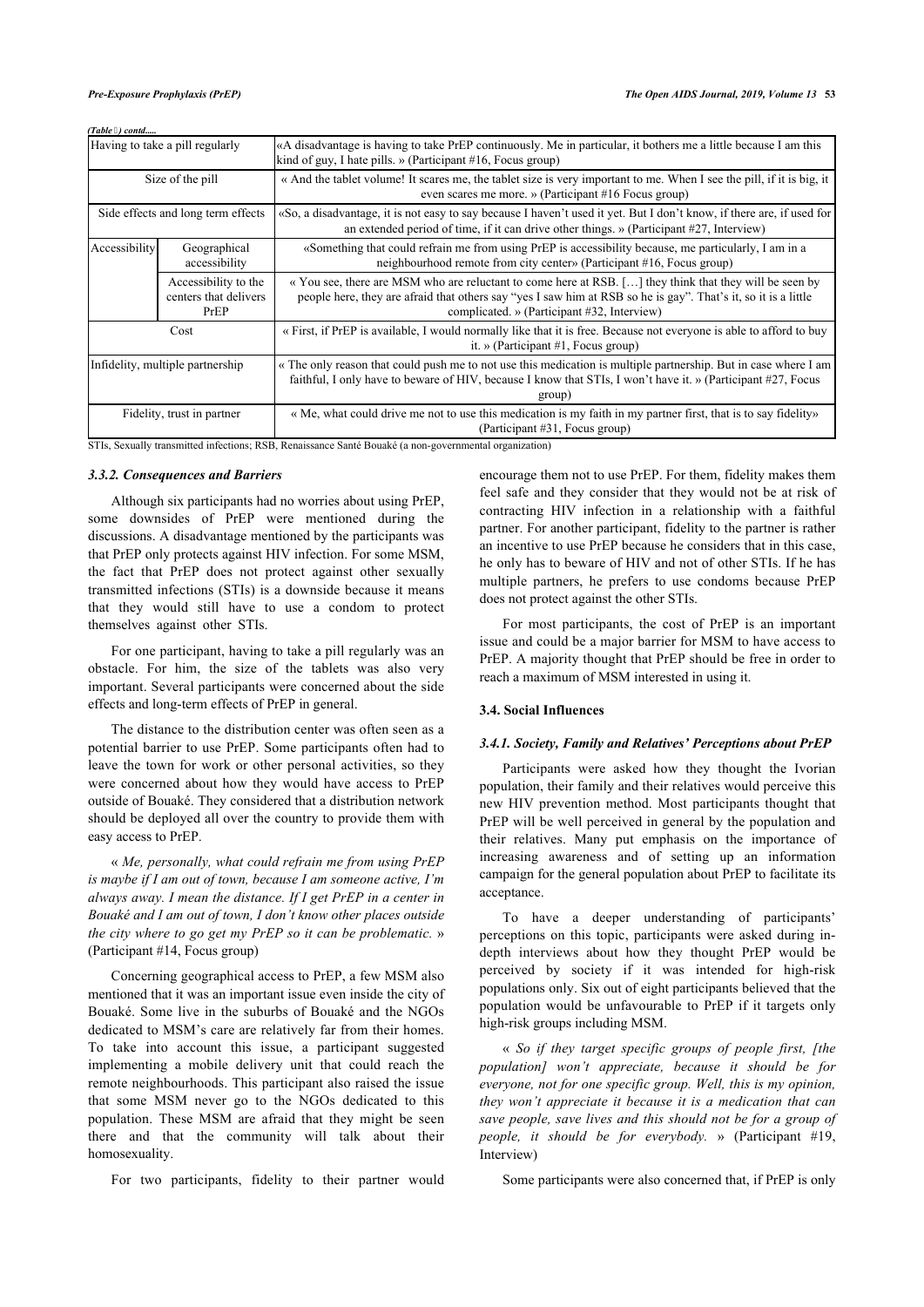*(Table ) contd.....*

| | | |
|---|---|---|
| Having to take a pill regularly | | «A disadvantage is having to take PrEP continuously. Me in particular, it bothers me a little because I am this kind of guy, I hate pills. » (Participant #16, Focus group) |
| Size of the pill | | « And the tablet volume! It scares me, the tablet size is very important to me. When I see the pill, if it is big, it even scares me more. » (Participant #16 Focus group) |
| Side effects and long term effects | | «So, a disadvantage, it is not easy to say because I haven't used it yet. But I don't know, if there are, if used for an extended period of time, if it can drive other things. » (Participant #27, Interview) |
| Accessibility | Geographical accessibility | «Something that could refrain me from using PrEP is accessibility because, me particularly, I am in a neighbourhood remote from city center» (Participant #16, Focus group) |
| | Accessibility to the centers that delivers PrEP | « You see, there are MSM who are reluctant to come here at RSB. […] they think that they will be seen by people here, they are afraid that others say "yes I saw him at RSB so he is gay". That's it, so it is a little complicated. » (Participant #32, Interview) |
| Cost | | « First, if PrEP is available, I would normally like that it is free. Because not everyone is able to afford to buy it. » (Participant #1, Focus group) |
| Infidelity, multiple partnership | | « The only reason that could push me to not use this medication is multiple partnership. But in case where I am faithful, I only have to beware of HIV, because I know that STIs, I won't have it. » (Participant #27, Focus group) |
| Fidelity, trust in partner | | « Me, what could drive me not to use this medication is my faith in my partner first, that is to say fidelity» (Participant #31, Focus group) |

STIs, Sexually transmitted infections; RSB, Renaissance Santé Bouaké (a non-governmental organization)

#### 3.3.2. Consequences and Barriers

Although six participants had no worries about using PrEP, some downsides of PrEP were mentioned during the discussions. A disadvantage mentioned by the participants was that PrEP only protects against HIV infection. For some MSM, the fact that PrEP does not protect against other sexually transmitted infections (STIs) is a downside because it means that they would still have to use a condom to protect themselves against other STIs.

For one participant, having to take a pill regularly was an obstacle. For him, the size of the tablets was also very important. Several participants were concerned about the side effects and long-term effects of PrEP in general.

The distance to the distribution center was often seen as a potential barrier to use PrEP. Some participants often had to leave the town for work or other personal activities, so they were concerned about how they would have access to PrEP outside of Bouaké. They considered that a distribution network should be deployed all over the country to provide them with easy access to PrEP.

« *Me, personally, what could refrain me from using PrEP is maybe if I am out of town, because I am someone active, I'm always away. I mean the distance. If I get PrEP in a center in Bouaké and I am out of town, I don't know other places outside the city where to go get my PrEP so it can be problematic.* » (Participant #14, Focus group)

Concerning geographical access to PrEP, a few MSM also mentioned that it was an important issue even inside the city of Bouaké. Some live in the suburbs of Bouaké and the NGOs dedicated to MSM's care are relatively far from their homes. To take into account this issue, a participant suggested implementing a mobile delivery unit that could reach the remote neighbourhoods. This participant also raised the issue that some MSM never go to the NGOs dedicated to this population. These MSM are afraid that they might be seen there and that the community will talk about their homosexuality.

For two participants, fidelity to their partner would encourage them not to use PrEP. For them, fidelity makes them feel safe and they consider that they would not be at risk of contracting HIV infection in a relationship with a faithful partner. For another participant, fidelity to the partner is rather an incentive to use PrEP because he considers that in this case, he only has to beware of HIV and not of other STIs. If he has multiple partners, he prefers to use condoms because PrEP does not protect against the other STIs.

For most participants, the cost of PrEP is an important issue and could be a major barrier for MSM to have access to PrEP. A majority thought that PrEP should be free in order to reach a maximum of MSM interested in using it.

### 3.4. Social Influences

#### 3.4.1. Society, Family and Relatives' Perceptions about PrEP

Participants were asked how they thought the Ivorian population, their family and their relatives would perceive this new HIV prevention method. Most participants thought that PrEP will be well perceived in general by the population and their relatives. Many put emphasis on the importance of increasing awareness and of setting up an information campaign for the general population about PrEP to facilitate its acceptance.

To have a deeper understanding of participants' perceptions on this topic, participants were asked during in-depth interviews about how they thought PrEP would be perceived by society if it was intended for high-risk populations only. Six out of eight participants believed that the population would be unfavourable to PrEP if it targets only high-risk groups including MSM.

« *So if they target specific groups of people first, [the population] won't appreciate, because it should be for everyone, not for one specific group. Well, this is my opinion, they won't appreciate it because it is a medication that can save people, save lives and this should not be for a group of people, it should be for everybody.* » (Participant #19, Interview)

Some participants were also concerned that, if PrEP is only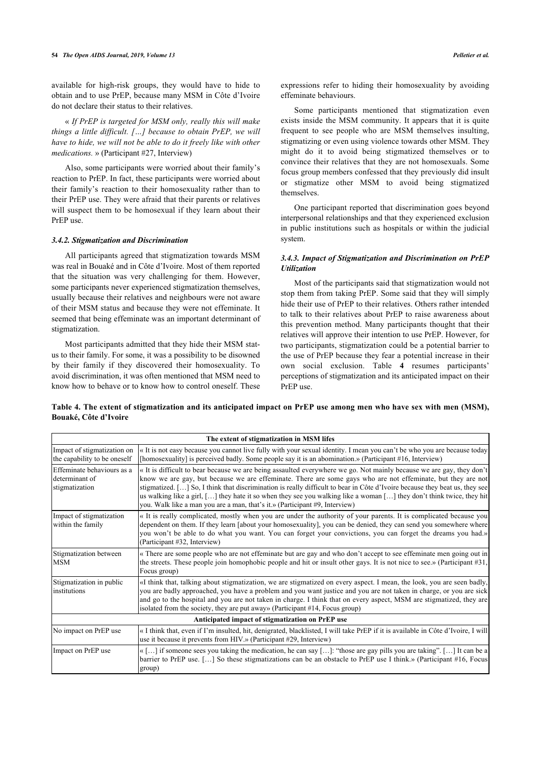available for high-risk groups, they would have to hide to obtain and to use PrEP, because many MSM in Côte d'Ivoire do not declare their status to their relatives.

« *If PrEP is targeted for MSM only, really this will make things a little difficult. […] because to obtain PrEP, we will have to hide, we will not be able to do it freely like with other medications.* » (Participant #27, Interview)

Also, some participants were worried about their family's reaction to PrEP. In fact, these participants were worried about their family's reaction to their homosexuality rather than to their PrEP use. They were afraid that their parents or relatives will suspect them to be homosexual if they learn about their PrEP use.

#### 3.4.2. Stigmatization and Discrimination

All participants agreed that stigmatization towards MSM was real in Bouaké and in Côte d'Ivoire. Most of them reported that the situation was very challenging for them. However, some participants never experienced stigmatization themselves, usually because their relatives and neighbours were not aware of their MSM status and because they were not effeminate. It seemed that being effeminate was an important determinant of stigmatization.

Most participants admitted that they hide their MSM status to their family. For some, it was a possibility to be disowned by their family if they discovered their homosexuality. To avoid discrimination, it was often mentioned that MSM need to know how to behave or to know how to control oneself. These expressions refer to hiding their homosexuality by avoiding effeminate behaviours.

Some participants mentioned that stigmatization even exists inside the MSM community. It appears that it is quite frequent to see people who are MSM themselves insulting, stigmatizing or even using violence towards other MSM. They might do it to avoid being stigmatized themselves or to convince their relatives that they are not homosexuals. Some focus group members confessed that they previously did insult or stigmatize other MSM to avoid being stigmatized themselves.

One participant reported that discrimination goes beyond interpersonal relationships and that they experienced exclusion in public institutions such as hospitals or within the judicial system.

#### 3.4.3. Impact of Stigmatization and Discrimination on PrEP Utilization

Most of the participants said that stigmatization would not stop them from taking PrEP. Some said that they will simply hide their use of PrEP to their relatives. Others rather intended to talk to their relatives about PrEP to raise awareness about this prevention method. Many participants thought that their relatives will approve their intention to use PrEP. However, for two participants, stigmatization could be a potential barrier to the use of PrEP because they fear a potential increase in their own social exclusion. Table **4** resumes participants' perceptions of stigmatization and its anticipated impact on their PrEP use.

**Table 4. The extent of stigmatization and its anticipated impact on PrEP use among men who have sex with men (MSM), Bouaké, Côte d'Ivoire**

| **The extent of stigmatization in MSM lifes** | |
|---|---|
| Impact of stigmatization on the capability to be oneself | « It is not easy because you cannot live fully with your sexual identity. I mean you can't be who you are because today [homosexuality] is perceived badly. Some people say it is an abomination.» (Participant #16, Interview) |
| Effeminate behaviours as a determinant of stigmatization | « It is difficult to bear because we are being assaulted everywhere we go. Not mainly because we are gay, they don't know we are gay, but because we are effeminate. There are some gays who are not effeminate, but they are not stigmatized. […] So, I think that discrimination is really difficult to bear in Côte d'Ivoire because they beat us, they see us walking like a girl, […] they hate it so when they see you walking like a woman […] they don't think twice, they hit you. Walk like a man you are a man, that's it.» (Participant #9, Interview) |
| Impact of stigmatization within the family | « It is really complicated, mostly when you are under the authority of your parents. It is complicated because you dependent on them. If they learn [about your homosexuality], you can be denied, they can send you somewhere where you won't be able to do what you want. You can forget your convictions, you can forget the dreams you had.» (Participant #32, Interview) |
| Stigmatization between MSM | « There are some people who are not effeminate but are gay and who don't accept to see effeminate men going out in the streets. These people join homophobic people and hit or insult other gays. It is not nice to see.» (Participant #31, Focus group) |
| Stigmatization in public institutions | «I think that, talking about stigmatization, we are stigmatized on every aspect. I mean, the look, you are seen badly, you are badly approached, you have a problem and you want justice and you are not taken in charge, or you are sick and go to the hospital and you are not taken in charge. I think that on every aspect, MSM are stigmatized, they are isolated from the society, they are put away» (Participant #14, Focus group) |
| **Anticipated impact of stigmatization on PrEP use** | |
| No impact on PrEP use | « I think that, even if I'm insulted, hit, denigrated, blacklisted, I will take PrEP if it is available in Côte d'Ivoire, I will use it because it prevents from HIV.» (Participant #29, Interview) |
| Impact on PrEP use | « […] if someone sees you taking the medication, he can say […]: "those are gay pills you are taking". […] It can be a barrier to PrEP use. […] So these stigmatizations can be an obstacle to PrEP use I think.» (Participant #16, Focus group) |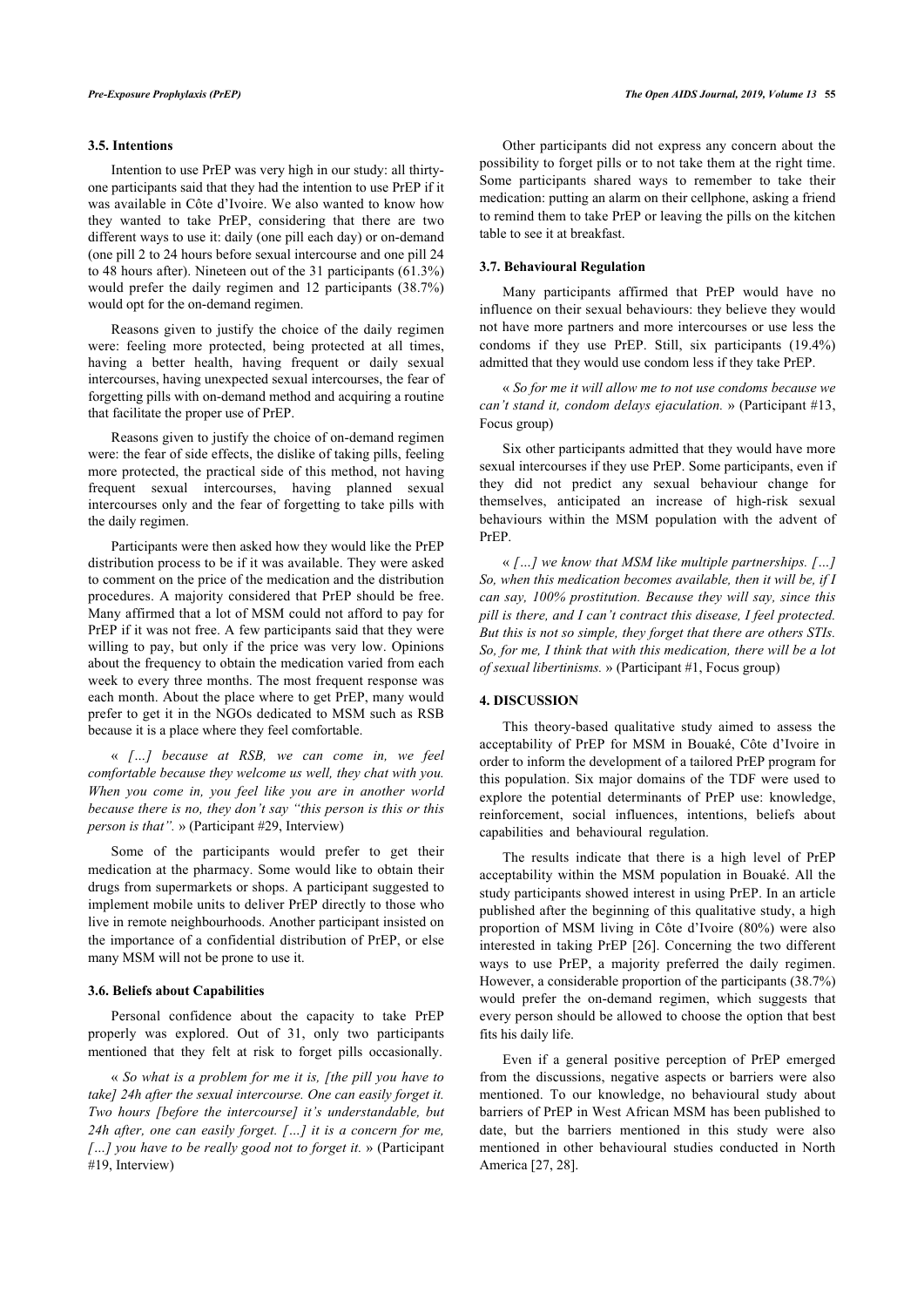### 3.5. Intentions

Intention to use PrEP was very high in our study: all thirty-one participants said that they had the intention to use PrEP if it was available in Côte d'Ivoire. We also wanted to know how they wanted to take PrEP, considering that there are two different ways to use it: daily (one pill each day) or on-demand (one pill 2 to 24 hours before sexual intercourse and one pill 24 to 48 hours after). Nineteen out of the 31 participants (61.3%) would prefer the daily regimen and 12 participants (38.7%) would opt for the on-demand regimen.

Reasons given to justify the choice of the daily regimen were: feeling more protected, being protected at all times, having a better health, having frequent or daily sexual intercourses, having unexpected sexual intercourses, the fear of forgetting pills with on-demand method and acquiring a routine that facilitate the proper use of PrEP.

Reasons given to justify the choice of on-demand regimen were: the fear of side effects, the dislike of taking pills, feeling more protected, the practical side of this method, not having frequent sexual intercourses, having planned sexual intercourses only and the fear of forgetting to take pills with the daily regimen.

Participants were then asked how they would like the PrEP distribution process to be if it was available. They were asked to comment on the price of the medication and the distribution procedures. A majority considered that PrEP should be free. Many affirmed that a lot of MSM could not afford to pay for PrEP if it was not free. A few participants said that they were willing to pay, but only if the price was very low. Opinions about the frequency to obtain the medication varied from each week to every three months. The most frequent response was each month. About the place where to get PrEP, many would prefer to get it in the NGOs dedicated to MSM such as RSB because it is a place where they feel comfortable.

« *[…] because at RSB, we can come in, we feel comfortable because they welcome us well, they chat with you. When you come in, you feel like you are in another world because there is no, they don't say "this person is this or this person is that".* » (Participant #29, Interview)

Some of the participants would prefer to get their medication at the pharmacy. Some would like to obtain their drugs from supermarkets or shops. A participant suggested to implement mobile units to deliver PrEP directly to those who live in remote neighbourhoods. Another participant insisted on the importance of a confidential distribution of PrEP, or else many MSM will not be prone to use it.

### 3.6. Beliefs about Capabilities

Personal confidence about the capacity to take PrEP properly was explored. Out of 31, only two participants mentioned that they felt at risk to forget pills occasionally.

« *So what is a problem for me it is, [the pill you have to take] 24h after the sexual intercourse. One can easily forget it. Two hours [before the intercourse] it's understandable, but 24h after, one can easily forget. […] it is a concern for me, […] you have to be really good not to forget it.* » (Participant #19, Interview)

Other participants did not express any concern about the possibility to forget pills or to not take them at the right time. Some participants shared ways to remember to take their medication: putting an alarm on their cellphone, asking a friend to remind them to take PrEP or leaving the pills on the kitchen table to see it at breakfast.

### 3.7. Behavioural Regulation

Many participants affirmed that PrEP would have no influence on their sexual behaviours: they believe they would not have more partners and more intercourses or use less the condoms if they use PrEP. Still, six participants (19.4%) admitted that they would use condom less if they take PrEP.

« *So for me it will allow me to not use condoms because we can't stand it, condom delays ejaculation.* » (Participant #13, Focus group)

Six other participants admitted that they would have more sexual intercourses if they use PrEP. Some participants, even if they did not predict any sexual behaviour change for themselves, anticipated an increase of high-risk sexual behaviours within the MSM population with the advent of PrEP.

« *[…] we know that MSM like multiple partnerships. […] So, when this medication becomes available, then it will be, if I can say, 100% prostitution. Because they will say, since this pill is there, and I can't contract this disease, I feel protected. But this is not so simple, they forget that there are others STIs. So, for me, I think that with this medication, there will be a lot of sexual libertinisms.* » (Participant #1, Focus group)

## 4. DISCUSSION

This theory-based qualitative study aimed to assess the acceptability of PrEP for MSM in Bouaké, Côte d'Ivoire in order to inform the development of a tailored PrEP program for this population. Six major domains of the TDF were used to explore the potential determinants of PrEP use: knowledge, reinforcement, social influences, intentions, beliefs about capabilities and behavioural regulation.

The results indicate that there is a high level of PrEP acceptability within the MSM population in Bouaké. All the study participants showed interest in using PrEP. In an article published after the beginning of this qualitative study, a high proportion of MSM living in Côte d'Ivoire (80%) were also interested in taking PrEP [26]. Concerning the two different ways to use PrEP, a majority preferred the daily regimen. However, a considerable proportion of the participants (38.7%) would prefer the on-demand regimen, which suggests that every person should be allowed to choose the option that best fits his daily life.

Even if a general positive perception of PrEP emerged from the discussions, negative aspects or barriers were also mentioned. To our knowledge, no behavioural study about barriers of PrEP in West African MSM has been published to date, but the barriers mentioned in this study were also mentioned in other behavioural studies conducted in North America [27, 28].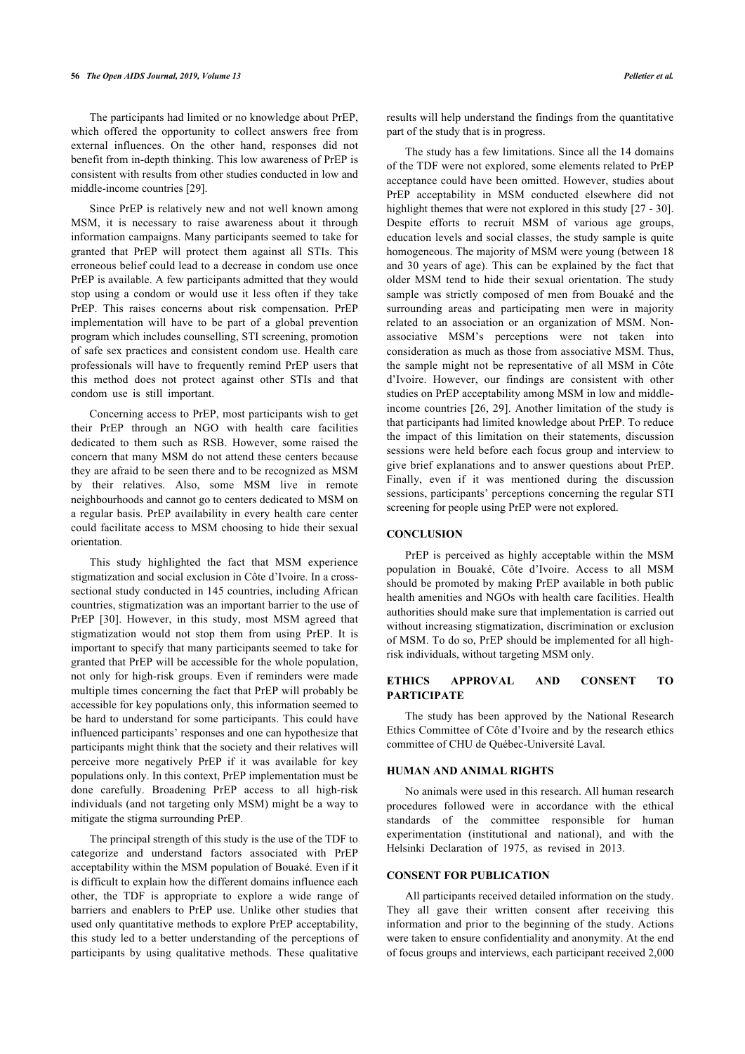The participants had limited or no knowledge about PrEP, which offered the opportunity to collect answers free from external influences. On the other hand, responses did not benefit from in-depth thinking. This low awareness of PrEP is consistent with results from other studies conducted in low and middle-income countries [29].

Since PrEP is relatively new and not well known among MSM, it is necessary to raise awareness about it through information campaigns. Many participants seemed to take for granted that PrEP will protect them against all STIs. This erroneous belief could lead to a decrease in condom use once PrEP is available. A few participants admitted that they would stop using a condom or would use it less often if they take PrEP. This raises concerns about risk compensation. PrEP implementation will have to be part of a global prevention program which includes counselling, STI screening, promotion of safe sex practices and consistent condom use. Health care professionals will have to frequently remind PrEP users that this method does not protect against other STIs and that condom use is still important.

Concerning access to PrEP, most participants wish to get their PrEP through an NGO with health care facilities dedicated to them such as RSB. However, some raised the concern that many MSM do not attend these centers because they are afraid to be seen there and to be recognized as MSM by their relatives. Also, some MSM live in remote neighbourhoods and cannot go to centers dedicated to MSM on a regular basis. PrEP availability in every health care center could facilitate access to MSM choosing to hide their sexual orientation.

This study highlighted the fact that MSM experience stigmatization and social exclusion in Côte d'Ivoire. In a cross-sectional study conducted in 145 countries, including African countries, stigmatization was an important barrier to the use of PrEP [30]. However, in this study, most MSM agreed that stigmatization would not stop them from using PrEP. It is important to specify that many participants seemed to take for granted that PrEP will be accessible for the whole population, not only for high-risk groups. Even if reminders were made multiple times concerning the fact that PrEP will probably be accessible for key populations only, this information seemed to be hard to understand for some participants. This could have influenced participants' responses and one can hypothesize that participants might think that the society and their relatives will perceive more negatively PrEP if it was available for key populations only. In this context, PrEP implementation must be done carefully. Broadening PrEP access to all high-risk individuals (and not targeting only MSM) might be a way to mitigate the stigma surrounding PrEP.

The principal strength of this study is the use of the TDF to categorize and understand factors associated with PrEP acceptability within the MSM population of Bouaké. Even if it is difficult to explain how the different domains influence each other, the TDF is appropriate to explore a wide range of barriers and enablers to PrEP use. Unlike other studies that used only quantitative methods to explore PrEP acceptability, this study led to a better understanding of the perceptions of participants by using qualitative methods. These qualitative results will help understand the findings from the quantitative part of the study that is in progress.

The study has a few limitations. Since all the 14 domains of the TDF were not explored, some elements related to PrEP acceptance could have been omitted. However, studies about PrEP acceptability in MSM conducted elsewhere did not highlight themes that were not explored in this study [27 - 30]. Despite efforts to recruit MSM of various age groups, education levels and social classes, the study sample is quite homogeneous. The majority of MSM were young (between 18 and 30 years of age). This can be explained by the fact that older MSM tend to hide their sexual orientation. The study sample was strictly composed of men from Bouaké and the surrounding areas and participating men were in majority related to an association or an organization of MSM. Non-associative MSM's perceptions were not taken into consideration as much as those from associative MSM. Thus, the sample might not be representative of all MSM in Côte d'Ivoire. However, our findings are consistent with other studies on PrEP acceptability among MSM in low and middle-income countries [26, 29]. Another limitation of the study is that participants had limited knowledge about PrEP. To reduce the impact of this limitation on their statements, discussion sessions were held before each focus group and interview to give brief explanations and to answer questions about PrEP. Finally, even if it was mentioned during the discussion sessions, participants' perceptions concerning the regular STI screening for people using PrEP were not explored.

## CONCLUSION

PrEP is perceived as highly acceptable within the MSM population in Bouaké, Côte d'Ivoire. Access to all MSM should be promoted by making PrEP available in both public health amenities and NGOs with health care facilities. Health authorities should make sure that implementation is carried out without increasing stigmatization, discrimination or exclusion of MSM. To do so, PrEP should be implemented for all high-risk individuals, without targeting MSM only.

## ETHICS APPROVAL AND CONSENT TO PARTICIPATE

The study has been approved by the National Research Ethics Committee of Côte d'Ivoire and by the research ethics committee of CHU de Québec-Université Laval.

## HUMAN AND ANIMAL RIGHTS

No animals were used in this research. All human research procedures followed were in accordance with the ethical standards of the committee responsible for human experimentation (institutional and national), and with the Helsinki Declaration of 1975, as revised in 2013.

## CONSENT FOR PUBLICATION

All participants received detailed information on the study. They all gave their written consent after receiving this information and prior to the beginning of the study. Actions were taken to ensure confidentiality and anonymity. At the end of focus groups and interviews, each participant received 2,000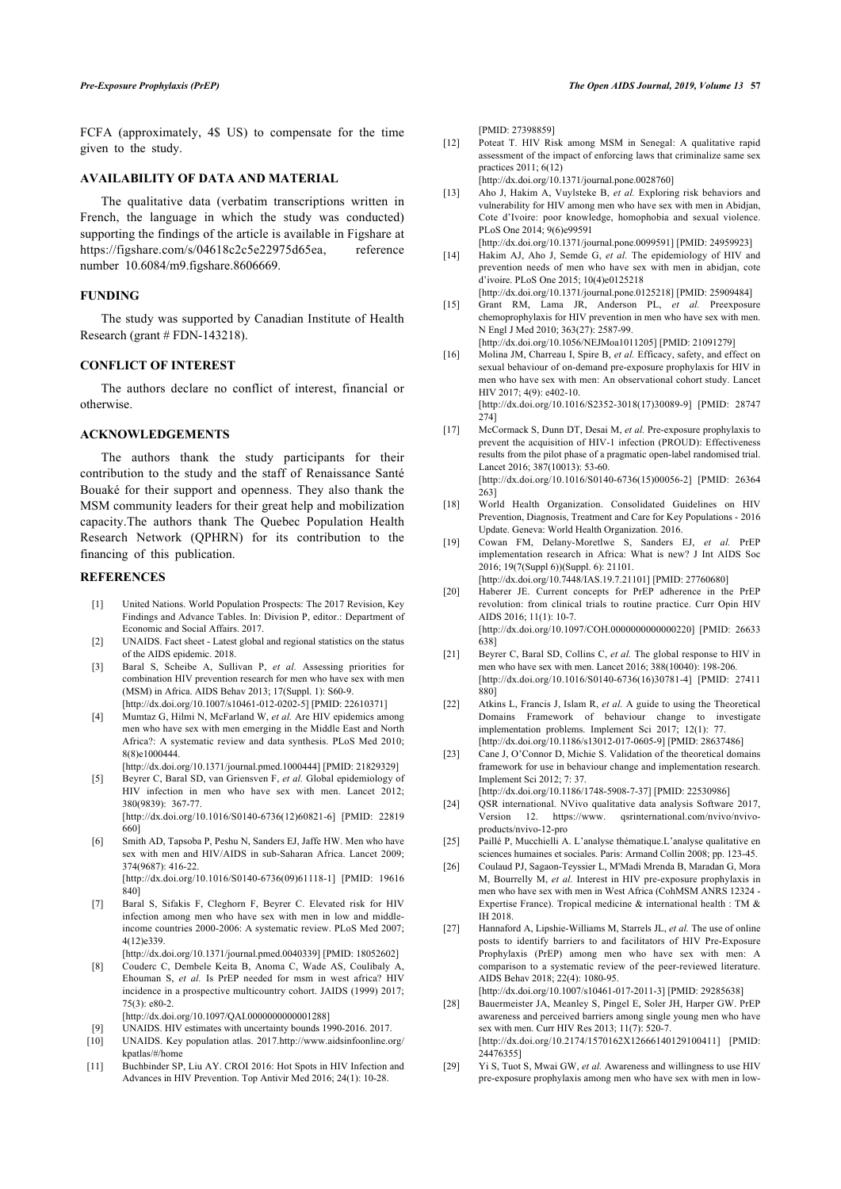FCFA (approximately, 4$ US) to compensate for the time given to the study.

## AVAILABILITY OF DATA AND MATERIAL

The qualitative data (verbatim transcriptions written in French, the language in which the study was conducted) supporting the findings of the article is available in Figshare at https://figshare.com/s/04618c2c5e22975d65ea, reference number 10.6084/m9.figshare.8606669.

## FUNDING

The study was supported by Canadian Institute of Health Research (grant # FDN-143218).

## CONFLICT OF INTEREST

The authors declare no conflict of interest, financial or otherwise.

## ACKNOWLEDGEMENTS

The authors thank the study participants for their contribution to the study and the staff of Renaissance Santé Bouaké for their support and openness. They also thank the MSM community leaders for their great help and mobilization capacity.The authors thank The Quebec Population Health Research Network (QPHRN) for its contribution to the financing of this publication.

## REFERENCES

[1] United Nations. World Population Prospects: The 2017 Revision, Key Findings and Advance Tables. In: Division P, editor.: Department of Economic and Social Affairs. 2017.

[2] UNAIDS. Fact sheet - Latest global and regional statistics on the status of the AIDS epidemic. 2018.

[3] Baral S, Scheibe A, Sullivan P, *et al.* Assessing priorities for combination HIV prevention research for men who have sex with men (MSM) in Africa. AIDS Behav 2013; 17(Suppl. 1): S60-9. [http://dx.doi.org/10.1007/s10461-012-0202-5] [PMID: 22610371]

[4] Mumtaz G, Hilmi N, McFarland W, *et al.* Are HIV epidemics among men who have sex with men emerging in the Middle East and North Africa?: A systematic review and data synthesis. PLoS Med 2010; 8(8)e1000444. [http://dx.doi.org/10.1371/journal.pmed.1000444] [PMID: 21829329]

[5] Beyrer C, Baral SD, van Griensven F, *et al.* Global epidemiology of HIV infection in men who have sex with men. Lancet 2012; 380(9839): 367-77. [http://dx.doi.org/10.1016/S0140-6736(12)60821-6] [PMID: 22819660]

[6] Smith AD, Tapsoba P, Peshu N, Sanders EJ, Jaffe HW. Men who have sex with men and HIV/AIDS in sub-Saharan Africa. Lancet 2009; 374(9687): 416-22. [http://dx.doi.org/10.1016/S0140-6736(09)61118-1] [PMID: 19616840]

[7] Baral S, Sifakis F, Cleghorn F, Beyrer C. Elevated risk for HIV infection among men who have sex with men in low and middle-income countries 2000-2006: A systematic review. PLoS Med 2007; 4(12)e339. [http://dx.doi.org/10.1371/journal.pmed.0040339] [PMID: 18052602]

[8] Couderc C, Dembele Keita B, Anoma C, Wade AS, Coulibaly A, Ehouman S, *et al.* Is PrEP needed for msm in west africa? HIV incidence in a prospective multicountry cohort. JAIDS (1999) 2017; 75(3): e80-2. [http://dx.doi.org/10.1097/QAI.0000000000001288]

[9] UNAIDS. HIV estimates with uncertainty bounds 1990-2016. 2017.

[10] UNAIDS. Key population atlas. 2017.http://www.aidsinfoonline.org/kpatlas/#/home

[11] Buchbinder SP, Liu AY. CROI 2016: Hot Spots in HIV Infection and Advances in HIV Prevention. Top Antivir Med 2016; 24(1): 10-28. [PMID: 27398859]

[12] Poteat T. HIV Risk among MSM in Senegal: A qualitative rapid assessment of the impact of enforcing laws that criminalize same sex practices 2011; 6(12) [http://dx.doi.org/10.1371/journal.pone.0028760]

[13] Aho J, Hakim A, Vuylsteke B, *et al.* Exploring risk behaviors and vulnerability for HIV among men who have sex with men in Abidjan, Cote d'Ivoire: poor knowledge, homophobia and sexual violence. PLoS One 2014; 9(6)e99591 [http://dx.doi.org/10.1371/journal.pone.0099591] [PMID: 24959923]

[14] Hakim AJ, Aho J, Semde G, *et al.* The epidemiology of HIV and prevention needs of men who have sex with men in abidjan, cote d'ivoire. PLoS One 2015; 10(4)e0125218 [http://dx.doi.org/10.1371/journal.pone.0125218] [PMID: 25909484]

[15] Grant RM, Lama JR, Anderson PL, *et al.* Preexposure chemoprophylaxis for HIV prevention in men who have sex with men. N Engl J Med 2010; 363(27): 2587-99. [http://dx.doi.org/10.1056/NEJMoa1011205] [PMID: 21091279]

[16] Molina JM, Charreau I, Spire B, *et al.* Efficacy, safety, and effect on sexual behaviour of on-demand pre-exposure prophylaxis for HIV in men who have sex with men: An observational cohort study. Lancet HIV 2017; 4(9): e402-10. [http://dx.doi.org/10.1016/S2352-3018(17)30089-9] [PMID: 28747274]

[17] McCormack S, Dunn DT, Desai M, *et al.* Pre-exposure prophylaxis to prevent the acquisition of HIV-1 infection (PROUD): Effectiveness results from the pilot phase of a pragmatic open-label randomised trial. Lancet 2016; 387(10013): 53-60. [http://dx.doi.org/10.1016/S0140-6736(15)00056-2] [PMID: 26364263]

[18] World Health Organization. Consolidated Guidelines on HIV Prevention, Diagnosis, Treatment and Care for Key Populations - 2016 Update. Geneva: World Health Organization. 2016.

[19] Cowan FM, Delany-Moretlwe S, Sanders EJ, *et al.* PrEP implementation research in Africa: What is new? J Int AIDS Soc 2016; 19(7(Suppl 6))(Suppl. 6): 21101. [http://dx.doi.org/10.7448/IAS.19.7.21101] [PMID: 27760680]

[20] Haberer JE. Current concepts for PrEP adherence in the PrEP revolution: from clinical trials to routine practice. Curr Opin HIV AIDS 2016; 11(1): 10-7. [http://dx.doi.org/10.1097/COH.0000000000000220] [PMID: 26633638]

[21] Beyrer C, Baral SD, Collins C, *et al.* The global response to HIV in men who have sex with men. Lancet 2016; 388(10040): 198-206. [http://dx.doi.org/10.1016/S0140-6736(16)30781-4] [PMID: 27411880]

[22] Atkins L, Francis J, Islam R, *et al.* A guide to using the Theoretical Domains Framework of behaviour change to investigate implementation problems. Implement Sci 2017; 12(1): 77. [http://dx.doi.org/10.1186/s13012-017-0605-9] [PMID: 28637486]

[23] Cane J, O'Connor D, Michie S. Validation of the theoretical domains framework for use in behaviour change and implementation research. Implement Sci 2012; 7: 37. [http://dx.doi.org/10.1186/1748-5908-7-37] [PMID: 22530986]

[24] QSR international. NVivo qualitative data analysis Software 2017, Version 12. https://www. qsrinternational.com/nvivo/nvivo-products/nvivo-12-pro

[25] Paillé P, Mucchielli A. L'analyse thématique.L'analyse qualitative en sciences humaines et sociales. Paris: Armand Collin 2008; pp. 123-45.

[26] Coulaud PJ, Sagaon-Teyssier L, M'Madi Mrenda B, Maradan G, Mora M, Bourrelly M, *et al.* Interest in HIV pre-exposure prophylaxis in men who have sex with men in West Africa (CohMSM ANRS 12324 - Expertise France). Tropical medicine & international health : TM & IH 2018.

[27] Hannaford A, Lipshie-Williams M, Starrels JL, *et al.* The use of online posts to identify barriers to and facilitators of HIV Pre-Exposure Prophylaxis (PrEP) among men who have sex with men: A comparison to a systematic review of the peer-reviewed literature. AIDS Behav 2018; 22(4): 1080-95. [http://dx.doi.org/10.1007/s10461-017-2011-3] [PMID: 29285638]

[28] Bauermeister JA, Meanley S, Pingel E, Soler JH, Harper GW. PrEP awareness and perceived barriers among single young men who have sex with men. Curr HIV Res 2013; 11(7): 520-7. [http://dx.doi.org/10.2174/1570162X12666140129100411] [PMID: 24476355]

[29] Yi S, Tuot S, Mwai GW, *et al.* Awareness and willingness to use HIV pre-exposure prophylaxis among men who have sex with men in low-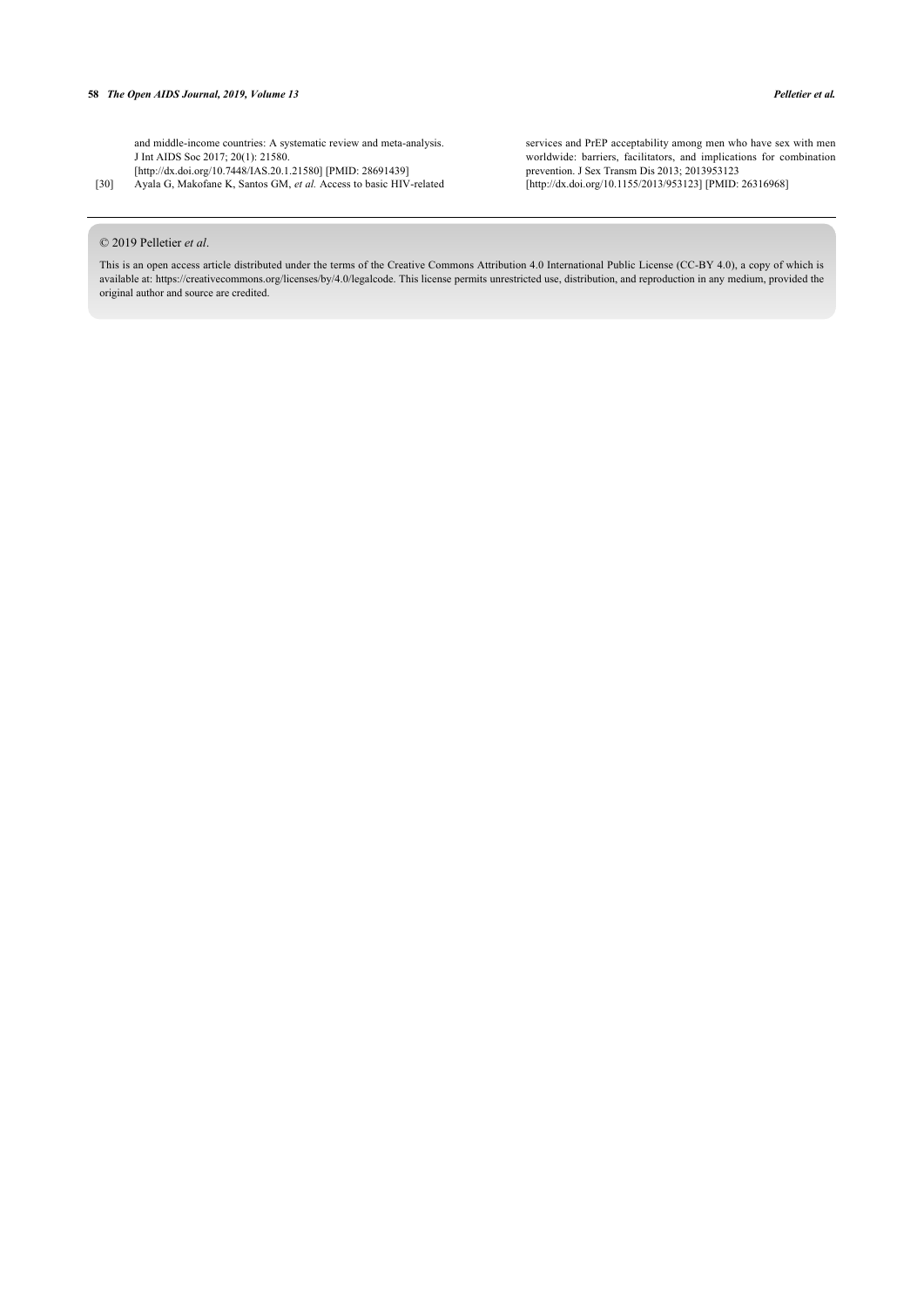and middle-income countries: A systematic review and meta-analysis. J Int AIDS Soc 2017; 20(1): 21580. [http://dx.doi.org/10.7448/IAS.20.1.21580] [PMID: 28691439]

[30] Ayala G, Makofane K, Santos GM, *et al.* Access to basic HIV-related services and PrEP acceptability among men who have sex with men worldwide: barriers, facilitators, and implications for combination prevention. J Sex Transm Dis 2013; 2013953123 [http://dx.doi.org/10.1155/2013/953123] [PMID: 26316968]

---

© 2019 Pelletier *et al*.

This is an open access article distributed under the terms of the Creative Commons Attribution 4.0 International Public License (CC-BY 4.0), a copy of which is available at: https://creativecommons.org/licenses/by/4.0/legalcode. This license permits unrestricted use, distribution, and reproduction in any medium, provided the original author and source are credited.